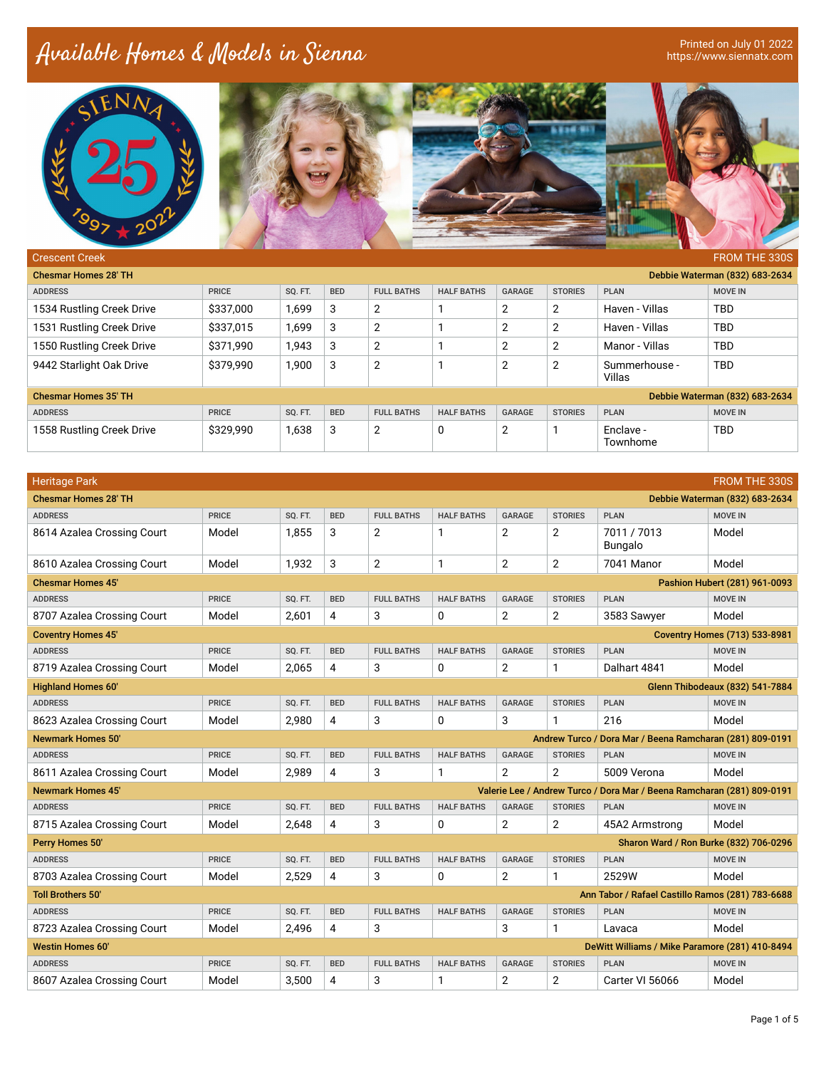# Available Homes & Models in Sienna

Printed on July 01 2022
https://www.siennatx.com

## Crescent Creek — FROM THE 330S

### Chesmar Homes 28' TH — Debbie Waterman (832) 683-2634

| ADDRESS | PRICE | SQ. FT. | BED | FULL BATHS | HALF BATHS | GARAGE | STORIES | PLAN | MOVE IN |
|---|---|---|---|---|---|---|---|---|---|
| 1534 Rustling Creek Drive | $337,000 | 1,699 | 3 | 2 | 1 | 2 | 2 | Haven - Villas | TBD |
| 1531 Rustling Creek Drive | $337,015 | 1,699 | 3 | 2 | 1 | 2 | 2 | Haven - Villas | TBD |
| 1550 Rustling Creek Drive | $371,990 | 1,943 | 3 | 2 | 1 | 2 | 2 | Manor - Villas | TBD |
| 9442 Starlight Oak Drive | $379,990 | 1,900 | 3 | 2 | 1 | 2 | 2 | Summerhouse - Villas | TBD |

### Chesmar Homes 35' TH — Debbie Waterman (832) 683-2634

| ADDRESS | PRICE | SQ. FT. | BED | FULL BATHS | HALF BATHS | GARAGE | STORIES | PLAN | MOVE IN |
|---|---|---|---|---|---|---|---|---|---|
| 1558 Rustling Creek Drive | $329,990 | 1,638 | 3 | 2 | 0 | 2 | 1 | Enclave - Townhome | TBD |

## Heritage Park — FROM THE 330S

### Chesmar Homes 28' TH — Debbie Waterman (832) 683-2634

| ADDRESS | PRICE | SQ. FT. | BED | FULL BATHS | HALF BATHS | GARAGE | STORIES | PLAN | MOVE IN |
|---|---|---|---|---|---|---|---|---|---|
| 8614 Azalea Crossing Court | Model | 1,855 | 3 | 2 | 1 | 2 | 2 | 7011 / 7013 Bungalo | Model |
| 8610 Azalea Crossing Court | Model | 1,932 | 3 | 2 | 1 | 2 | 2 | 7041 Manor | Model |

### Chesmar Homes 45' — Pashion Hubert (281) 961-0093

| ADDRESS | PRICE | SQ. FT. | BED | FULL BATHS | HALF BATHS | GARAGE | STORIES | PLAN | MOVE IN |
|---|---|---|---|---|---|---|---|---|---|
| 8707 Azalea Crossing Court | Model | 2,601 | 4 | 3 | 0 | 2 | 2 | 3583 Sawyer | Model |

### Coventry Homes 45' — Coventry Homes (713) 533-8981

| ADDRESS | PRICE | SQ. FT. | BED | FULL BATHS | HALF BATHS | GARAGE | STORIES | PLAN | MOVE IN |
|---|---|---|---|---|---|---|---|---|---|
| 8719 Azalea Crossing Court | Model | 2,065 | 4 | 3 | 0 | 2 | 1 | Dalhart 4841 | Model |

### Highland Homes 60' — Glenn Thibodeaux (832) 541-7884

| ADDRESS | PRICE | SQ. FT. | BED | FULL BATHS | HALF BATHS | GARAGE | STORIES | PLAN | MOVE IN |
|---|---|---|---|---|---|---|---|---|---|
| 8623 Azalea Crossing Court | Model | 2,980 | 4 | 3 | 0 | 3 | 1 | 216 | Model |

### Newmark Homes 50' — Andrew Turco / Dora Mar / Beena Ramcharan (281) 809-0191

| ADDRESS | PRICE | SQ. FT. | BED | FULL BATHS | HALF BATHS | GARAGE | STORIES | PLAN | MOVE IN |
|---|---|---|---|---|---|---|---|---|---|
| 8611 Azalea Crossing Court | Model | 2,989 | 4 | 3 | 1 | 2 | 2 | 5009 Verona | Model |

### Newmark Homes 45' — Valerie Lee / Andrew Turco / Dora Mar / Beena Ramcharan (281) 809-0191

| ADDRESS | PRICE | SQ. FT. | BED | FULL BATHS | HALF BATHS | GARAGE | STORIES | PLAN | MOVE IN |
|---|---|---|---|---|---|---|---|---|---|
| 8715 Azalea Crossing Court | Model | 2,648 | 4 | 3 | 0 | 2 | 2 | 45A2 Armstrong | Model |

### Perry Homes 50' — Sharon Ward / Ron Burke (832) 706-0296

| ADDRESS | PRICE | SQ. FT. | BED | FULL BATHS | HALF BATHS | GARAGE | STORIES | PLAN | MOVE IN |
|---|---|---|---|---|---|---|---|---|---|
| 8703 Azalea Crossing Court | Model | 2,529 | 4 | 3 | 0 | 2 | 1 | 2529W | Model |

### Toll Brothers 50' — Ann Tabor / Rafael Castillo Ramos (281) 783-6688

| ADDRESS | PRICE | SQ. FT. | BED | FULL BATHS | HALF BATHS | GARAGE | STORIES | PLAN | MOVE IN |
|---|---|---|---|---|---|---|---|---|---|
| 8723 Azalea Crossing Court | Model | 2,496 | 4 | 3 | | 3 | 1 | Lavaca | Model |

### Westin Homes 60' — DeWitt Williams / Mike Paramore (281) 410-8494

| ADDRESS | PRICE | SQ. FT. | BED | FULL BATHS | HALF BATHS | GARAGE | STORIES | PLAN | MOVE IN |
|---|---|---|---|---|---|---|---|---|---|
| 8607 Azalea Crossing Court | Model | 3,500 | 4 | 3 | 1 | 2 | 2 | Carter VI 56066 | Model |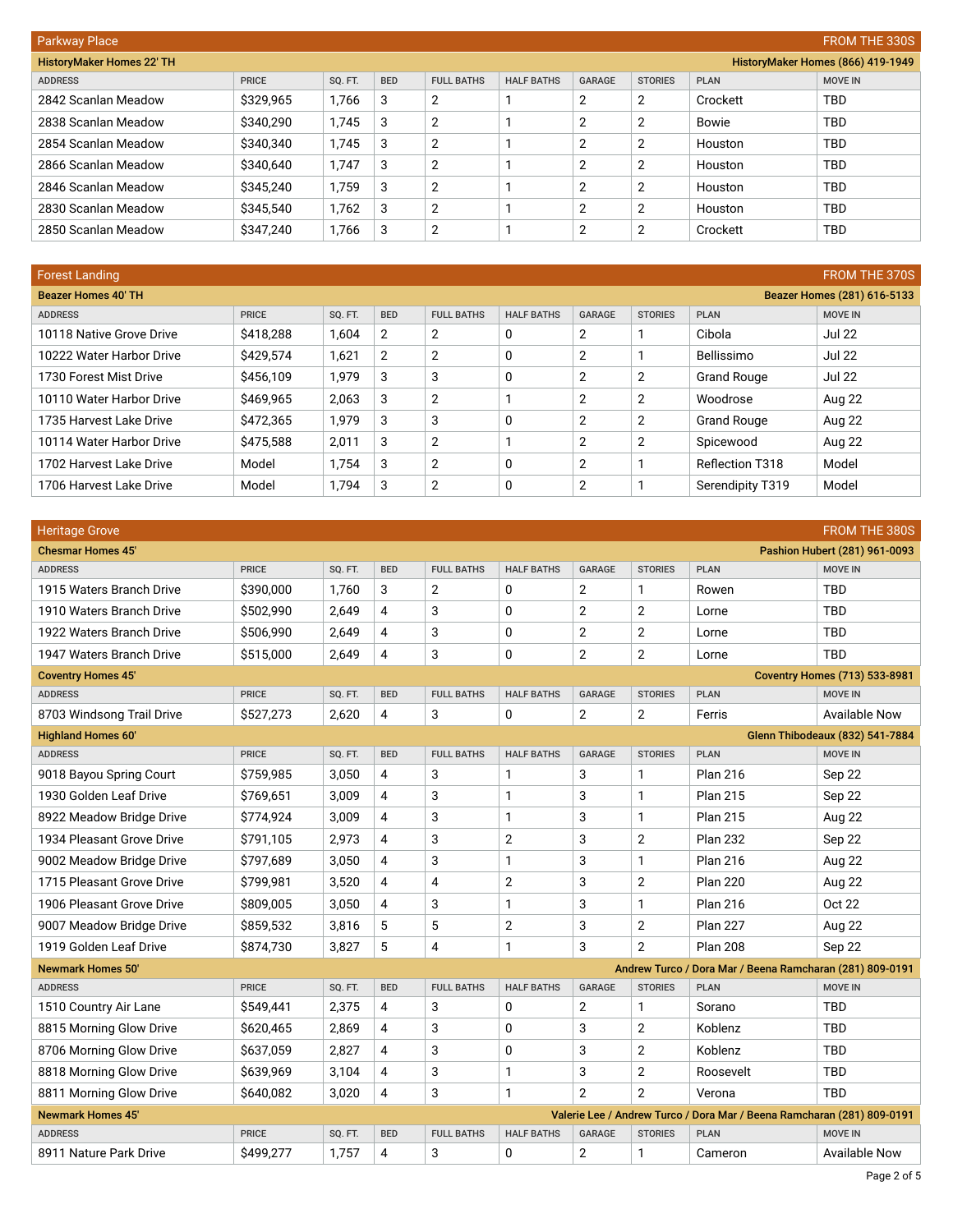## Parkway Place — FROM THE 330S

**HistoryMaker Homes 22' TH** — HistoryMaker Homes (866) 419-1949

| ADDRESS | PRICE | SQ. FT. | BED | FULL BATHS | HALF BATHS | GARAGE | STORIES | PLAN | MOVE IN |
|---|---|---|---|---|---|---|---|---|---|
| 2842 Scanlan Meadow | $329,965 | 1,766 | 3 | 2 | 1 | 2 | 2 | Crockett | TBD |
| 2838 Scanlan Meadow | $340,290 | 1,745 | 3 | 2 | 1 | 2 | 2 | Bowie | TBD |
| 2854 Scanlan Meadow | $340,340 | 1,745 | 3 | 2 | 1 | 2 | 2 | Houston | TBD |
| 2866 Scanlan Meadow | $340,640 | 1,747 | 3 | 2 | 1 | 2 | 2 | Houston | TBD |
| 2846 Scanlan Meadow | $345,240 | 1,759 | 3 | 2 | 1 | 2 | 2 | Houston | TBD |
| 2830 Scanlan Meadow | $345,540 | 1,762 | 3 | 2 | 1 | 2 | 2 | Houston | TBD |
| 2850 Scanlan Meadow | $347,240 | 1,766 | 3 | 2 | 1 | 2 | 2 | Crockett | TBD |

## Forest Landing — FROM THE 370S

**Beazer Homes 40' TH** — Beazer Homes (281) 616-5133

| ADDRESS | PRICE | SQ. FT. | BED | FULL BATHS | HALF BATHS | GARAGE | STORIES | PLAN | MOVE IN |
|---|---|---|---|---|---|---|---|---|---|
| 10118 Native Grove Drive | $418,288 | 1,604 | 2 | 2 | 0 | 2 | 1 | Cibola | Jul 22 |
| 10222 Water Harbor Drive | $429,574 | 1,621 | 2 | 2 | 0 | 2 | 1 | Bellissimo | Jul 22 |
| 1730 Forest Mist Drive | $456,109 | 1,979 | 3 | 3 | 0 | 2 | 2 | Grand Rouge | Jul 22 |
| 10110 Water Harbor Drive | $469,965 | 2,063 | 3 | 2 | 1 | 2 | 2 | Woodrose | Aug 22 |
| 1735 Harvest Lake Drive | $472,365 | 1,979 | 3 | 3 | 0 | 2 | 2 | Grand Rouge | Aug 22 |
| 10114 Water Harbor Drive | $475,588 | 2,011 | 3 | 2 | 1 | 2 | 2 | Spicewood | Aug 22 |
| 1702 Harvest Lake Drive | Model | 1,754 | 3 | 2 | 0 | 2 | 1 | Reflection T318 | Model |
| 1706 Harvest Lake Drive | Model | 1,794 | 3 | 2 | 0 | 2 | 1 | Serendipity T319 | Model |

## Heritage Grove — FROM THE 380S

**Chesmar Homes 45'** — Pashion Hubert (281) 961-0093

| ADDRESS | PRICE | SQ. FT. | BED | FULL BATHS | HALF BATHS | GARAGE | STORIES | PLAN | MOVE IN |
|---|---|---|---|---|---|---|---|---|---|
| 1915 Waters Branch Drive | $390,000 | 1,760 | 3 | 2 | 0 | 2 | 1 | Rowen | TBD |
| 1910 Waters Branch Drive | $502,990 | 2,649 | 4 | 3 | 0 | 2 | 2 | Lorne | TBD |
| 1922 Waters Branch Drive | $506,990 | 2,649 | 4 | 3 | 0 | 2 | 2 | Lorne | TBD |
| 1947 Waters Branch Drive | $515,000 | 2,649 | 4 | 3 | 0 | 2 | 2 | Lorne | TBD |

**Coventry Homes 45'** — Coventry Homes (713) 533-8981

| ADDRESS | PRICE | SQ. FT. | BED | FULL BATHS | HALF BATHS | GARAGE | STORIES | PLAN | MOVE IN |
|---|---|---|---|---|---|---|---|---|---|
| 8703 Windsong Trail Drive | $527,273 | 2,620 | 4 | 3 | 0 | 2 | 2 | Ferris | Available Now |

**Highland Homes 60'** — Glenn Thibodeaux (832) 541-7884

| ADDRESS | PRICE | SQ. FT. | BED | FULL BATHS | HALF BATHS | GARAGE | STORIES | PLAN | MOVE IN |
|---|---|---|---|---|---|---|---|---|---|
| 9018 Bayou Spring Court | $759,985 | 3,050 | 4 | 3 | 1 | 3 | 1 | Plan 216 | Sep 22 |
| 1930 Golden Leaf Drive | $769,651 | 3,009 | 4 | 3 | 1 | 3 | 1 | Plan 215 | Sep 22 |
| 8922 Meadow Bridge Drive | $774,924 | 3,009 | 4 | 3 | 1 | 3 | 1 | Plan 215 | Aug 22 |
| 1934 Pleasant Grove Drive | $791,105 | 2,973 | 4 | 3 | 2 | 3 | 2 | Plan 232 | Sep 22 |
| 9002 Meadow Bridge Drive | $797,689 | 3,050 | 4 | 3 | 1 | 3 | 1 | Plan 216 | Aug 22 |
| 1715 Pleasant Grove Drive | $799,981 | 3,520 | 4 | 4 | 2 | 3 | 2 | Plan 220 | Aug 22 |
| 1906 Pleasant Grove Drive | $809,005 | 3,050 | 4 | 3 | 1 | 3 | 1 | Plan 216 | Oct 22 |
| 9007 Meadow Bridge Drive | $859,532 | 3,816 | 5 | 5 | 2 | 3 | 2 | Plan 227 | Aug 22 |
| 1919 Golden Leaf Drive | $874,730 | 3,827 | 5 | 4 | 1 | 3 | 2 | Plan 208 | Sep 22 |

**Newmark Homes 50'** — Andrew Turco / Dora Mar / Beena Ramcharan (281) 809-0191

| ADDRESS | PRICE | SQ. FT. | BED | FULL BATHS | HALF BATHS | GARAGE | STORIES | PLAN | MOVE IN |
|---|---|---|---|---|---|---|---|---|---|
| 1510 Country Air Lane | $549,441 | 2,375 | 4 | 3 | 0 | 2 | 1 | Sorano | TBD |
| 8815 Morning Glow Drive | $620,465 | 2,869 | 4 | 3 | 0 | 3 | 2 | Koblenz | TBD |
| 8706 Morning Glow Drive | $637,059 | 2,827 | 4 | 3 | 0 | 3 | 2 | Koblenz | TBD |
| 8818 Morning Glow Drive | $639,969 | 3,104 | 4 | 3 | 1 | 3 | 2 | Roosevelt | TBD |
| 8811 Morning Glow Drive | $640,082 | 3,020 | 4 | 3 | 1 | 2 | 2 | Verona | TBD |

**Newmark Homes 45'** — Valerie Lee / Andrew Turco / Dora Mar / Beena Ramcharan (281) 809-0191

| ADDRESS | PRICE | SQ. FT. | BED | FULL BATHS | HALF BATHS | GARAGE | STORIES | PLAN | MOVE IN |
|---|---|---|---|---|---|---|---|---|---|
| 8911 Nature Park Drive | $499,277 | 1,757 | 4 | 3 | 0 | 2 | 1 | Cameron | Available Now |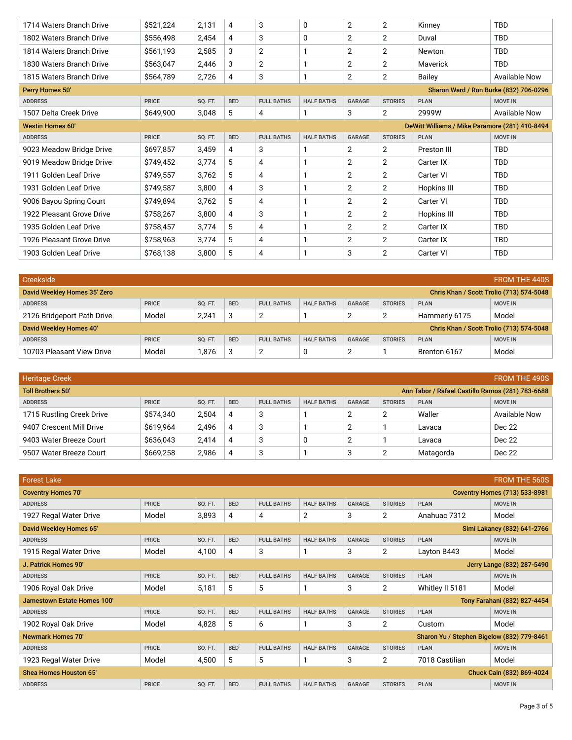| ADDRESS | PRICE | SQ. FT. | BED | FULL BATHS | HALF BATHS | GARAGE | STORIES | PLAN | MOVE IN |
|---|---|---|---|---|---|---|---|---|---|
| 1714 Waters Branch Drive | $521,224 | 2,131 | 4 | 3 | 0 | 2 | 2 | Kinney | TBD |
| 1802 Waters Branch Drive | $556,498 | 2,454 | 4 | 3 | 0 | 2 | 2 | Duval | TBD |
| 1814 Waters Branch Drive | $561,193 | 2,585 | 3 | 2 | 1 | 2 | 2 | Newton | TBD |
| 1830 Waters Branch Drive | $563,047 | 2,446 | 3 | 2 | 1 | 2 | 2 | Maverick | TBD |
| 1815 Waters Branch Drive | $564,789 | 2,726 | 4 | 3 | 1 | 2 | 2 | Bailey | Available Now |

**Perry Homes 50'** — Sharon Ward / Ron Burke (832) 706-0296

| ADDRESS | PRICE | SQ. FT. | BED | FULL BATHS | HALF BATHS | GARAGE | STORIES | PLAN | MOVE IN |
|---|---|---|---|---|---|---|---|---|---|
| 1507 Delta Creek Drive | $649,900 | 3,048 | 5 | 4 | 1 | 3 | 2 | 2999W | Available Now |

**Westin Homes 60'** — DeWitt Williams / Mike Paramore (281) 410-8494

| ADDRESS | PRICE | SQ. FT. | BED | FULL BATHS | HALF BATHS | GARAGE | STORIES | PLAN | MOVE IN |
|---|---|---|---|---|---|---|---|---|---|
| 9023 Meadow Bridge Drive | $697,857 | 3,459 | 4 | 3 | 1 | 2 | 2 | Preston III | TBD |
| 9019 Meadow Bridge Drive | $749,452 | 3,774 | 5 | 4 | 1 | 2 | 2 | Carter IX | TBD |
| 1911 Golden Leaf Drive | $749,557 | 3,762 | 5 | 4 | 1 | 2 | 2 | Carter VI | TBD |
| 1931 Golden Leaf Drive | $749,587 | 3,800 | 4 | 3 | 1 | 2 | 2 | Hopkins III | TBD |
| 9006 Bayou Spring Court | $749,894 | 3,762 | 5 | 4 | 1 | 2 | 2 | Carter VI | TBD |
| 1922 Pleasant Grove Drive | $758,267 | 3,800 | 4 | 3 | 1 | 2 | 2 | Hopkins III | TBD |
| 1935 Golden Leaf Drive | $758,457 | 3,774 | 5 | 4 | 1 | 2 | 2 | Carter IX | TBD |
| 1926 Pleasant Grove Drive | $758,963 | 3,774 | 5 | 4 | 1 | 2 | 2 | Carter IX | TBD |
| 1903 Golden Leaf Drive | $768,138 | 3,800 | 5 | 4 | 1 | 3 | 2 | Carter VI | TBD |

## Creekside — FROM THE 440S

**David Weekley Homes 35' Zero** — Chris Khan / Scott Trolio (713) 574-5048

| ADDRESS | PRICE | SQ. FT. | BED | FULL BATHS | HALF BATHS | GARAGE | STORIES | PLAN | MOVE IN |
|---|---|---|---|---|---|---|---|---|---|
| 2126 Bridgeport Path Drive | Model | 2,241 | 3 | 2 | 1 | 2 | 2 | Hammerly 6175 | Model |

**David Weekley Homes 40'** — Chris Khan / Scott Trolio (713) 574-5048

| ADDRESS | PRICE | SQ. FT. | BED | FULL BATHS | HALF BATHS | GARAGE | STORIES | PLAN | MOVE IN |
|---|---|---|---|---|---|---|---|---|---|
| 10703 Pleasant View Drive | Model | 1,876 | 3 | 2 | 0 | 2 | 1 | Brenton 6167 | Model |

## Heritage Creek — FROM THE 490S

**Toll Brothers 50'** — Ann Tabor / Rafael Castillo Ramos (281) 783-6688

| ADDRESS | PRICE | SQ. FT. | BED | FULL BATHS | HALF BATHS | GARAGE | STORIES | PLAN | MOVE IN |
|---|---|---|---|---|---|---|---|---|---|
| 1715 Rustling Creek Drive | $574,340 | 2,504 | 4 | 3 | 1 | 2 | 2 | Waller | Available Now |
| 9407 Crescent Mill Drive | $619,964 | 2,496 | 4 | 3 | 1 | 2 | 1 | Lavaca | Dec 22 |
| 9403 Water Breeze Court | $636,043 | 2,414 | 4 | 3 | 0 | 2 | 1 | Lavaca | Dec 22 |
| 9507 Water Breeze Court | $669,258 | 2,986 | 4 | 3 | 1 | 3 | 2 | Matagorda | Dec 22 |

## Forest Lake — FROM THE 560S

**Coventry Homes 70'** — Coventry Homes (713) 533-8981

| ADDRESS | PRICE | SQ. FT. | BED | FULL BATHS | HALF BATHS | GARAGE | STORIES | PLAN | MOVE IN |
|---|---|---|---|---|---|---|---|---|---|
| 1927 Regal Water Drive | Model | 3,893 | 4 | 4 | 2 | 3 | 2 | Anahuac 7312 | Model |

**David Weekley Homes 65'** — Simi Lakaney (832) 641-2766

| ADDRESS | PRICE | SQ. FT. | BED | FULL BATHS | HALF BATHS | GARAGE | STORIES | PLAN | MOVE IN |
|---|---|---|---|---|---|---|---|---|---|
| 1915 Regal Water Drive | Model | 4,100 | 4 | 3 | 1 | 3 | 2 | Layton B443 | Model |

**J. Patrick Homes 90'** — Jerry Lange (832) 287-5490

| ADDRESS | PRICE | SQ. FT. | BED | FULL BATHS | HALF BATHS | GARAGE | STORIES | PLAN | MOVE IN |
|---|---|---|---|---|---|---|---|---|---|
| 1906 Royal Oak Drive | Model | 5,181 | 5 | 5 | 1 | 3 | 2 | Whitley II 5181 | Model |

**Jamestown Estate Homes 100'** — Tony Farahani (832) 827-4454

| ADDRESS | PRICE | SQ. FT. | BED | FULL BATHS | HALF BATHS | GARAGE | STORIES | PLAN | MOVE IN |
|---|---|---|---|---|---|---|---|---|---|
| 1902 Royal Oak Drive | Model | 4,828 | 5 | 6 | 1 | 3 | 2 | Custom | Model |

**Newmark Homes 70'** — Sharon Yu / Stephen Bigelow (832) 779-8461

| ADDRESS | PRICE | SQ. FT. | BED | FULL BATHS | HALF BATHS | GARAGE | STORIES | PLAN | MOVE IN |
|---|---|---|---|---|---|---|---|---|---|
| 1923 Regal Water Drive | Model | 4,500 | 5 | 5 | 1 | 3 | 2 | 7018 Castilian | Model |

**Shea Homes Houston 65'** — Chuck Cain (832) 869-4024

| ADDRESS | PRICE | SQ. FT. | BED | FULL BATHS | HALF BATHS | GARAGE | STORIES | PLAN | MOVE IN |
|---|---|---|---|---|---|---|---|---|---|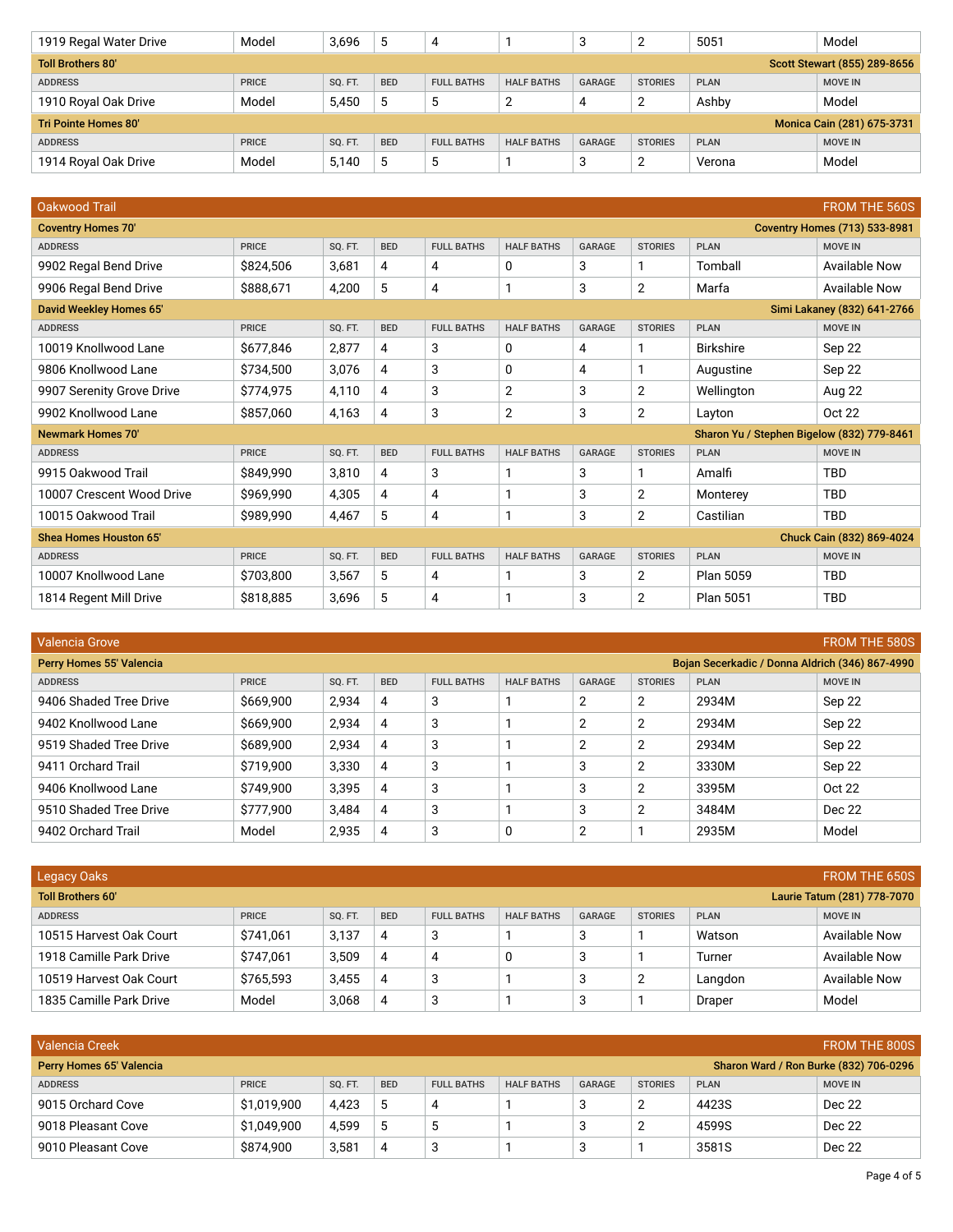| ADDRESS | PRICE | SQ. FT. | BED | FULL BATHS | HALF BATHS | GARAGE | STORIES | PLAN | MOVE IN |
|---|---|---|---|---|---|---|---|---|---|
| 1919 Regal Water Drive | Model | 3,696 | 5 | 4 | 1 | 3 | 2 | 5051 | Model |

**Toll Brothers 80'** — Scott Stewart (855) 289-8656

| ADDRESS | PRICE | SQ. FT. | BED | FULL BATHS | HALF BATHS | GARAGE | STORIES | PLAN | MOVE IN |
|---|---|---|---|---|---|---|---|---|---|
| 1910 Royal Oak Drive | Model | 5,450 | 5 | 5 | 2 | 4 | 2 | Ashby | Model |

**Tri Pointe Homes 80'** — Monica Cain (281) 675-3731

| ADDRESS | PRICE | SQ. FT. | BED | FULL BATHS | HALF BATHS | GARAGE | STORIES | PLAN | MOVE IN |
|---|---|---|---|---|---|---|---|---|---|
| 1914 Royal Oak Drive | Model | 5,140 | 5 | 5 | 1 | 3 | 2 | Verona | Model |

## Oakwood Trail — FROM THE 560S

**Coventry Homes 70'** — Coventry Homes (713) 533-8981

| ADDRESS | PRICE | SQ. FT. | BED | FULL BATHS | HALF BATHS | GARAGE | STORIES | PLAN | MOVE IN |
|---|---|---|---|---|---|---|---|---|---|
| 9902 Regal Bend Drive | $824,506 | 3,681 | 4 | 4 | 0 | 3 | 1 | Tomball | Available Now |
| 9906 Regal Bend Drive | $888,671 | 4,200 | 5 | 4 | 1 | 3 | 2 | Marfa | Available Now |

**David Weekley Homes 65'** — Simi Lakaney (832) 641-2766

| ADDRESS | PRICE | SQ. FT. | BED | FULL BATHS | HALF BATHS | GARAGE | STORIES | PLAN | MOVE IN |
|---|---|---|---|---|---|---|---|---|---|
| 10019 Knollwood Lane | $677,846 | 2,877 | 4 | 3 | 0 | 4 | 1 | Birkshire | Sep 22 |
| 9806 Knollwood Lane | $734,500 | 3,076 | 4 | 3 | 0 | 4 | 1 | Augustine | Sep 22 |
| 9907 Serenity Grove Drive | $774,975 | 4,110 | 4 | 3 | 2 | 3 | 2 | Wellington | Aug 22 |
| 9902 Knollwood Lane | $857,060 | 4,163 | 4 | 3 | 2 | 3 | 2 | Layton | Oct 22 |

**Newmark Homes 70'** — Sharon Yu / Stephen Bigelow (832) 779-8461

| ADDRESS | PRICE | SQ. FT. | BED | FULL BATHS | HALF BATHS | GARAGE | STORIES | PLAN | MOVE IN |
|---|---|---|---|---|---|---|---|---|---|
| 9915 Oakwood Trail | $849,990 | 3,810 | 4 | 3 | 1 | 3 | 1 | Amalfi | TBD |
| 10007 Crescent Wood Drive | $969,990 | 4,305 | 4 | 4 | 1 | 3 | 2 | Monterey | TBD |
| 10015 Oakwood Trail | $989,990 | 4,467 | 5 | 4 | 1 | 3 | 2 | Castilian | TBD |

**Shea Homes Houston 65'** — Chuck Cain (832) 869-4024

| ADDRESS | PRICE | SQ. FT. | BED | FULL BATHS | HALF BATHS | GARAGE | STORIES | PLAN | MOVE IN |
|---|---|---|---|---|---|---|---|---|---|
| 10007 Knollwood Lane | $703,800 | 3,567 | 5 | 4 | 1 | 3 | 2 | Plan 5059 | TBD |
| 1814 Regent Mill Drive | $818,885 | 3,696 | 5 | 4 | 1 | 3 | 2 | Plan 5051 | TBD |

## Valencia Grove — FROM THE 580S

**Perry Homes 55' Valencia** — Bojan Secerkadic / Donna Aldrich (346) 867-4990

| ADDRESS | PRICE | SQ. FT. | BED | FULL BATHS | HALF BATHS | GARAGE | STORIES | PLAN | MOVE IN |
|---|---|---|---|---|---|---|---|---|---|
| 9406 Shaded Tree Drive | $669,900 | 2,934 | 4 | 3 | 1 | 2 | 2 | 2934M | Sep 22 |
| 9402 Knollwood Lane | $669,900 | 2,934 | 4 | 3 | 1 | 2 | 2 | 2934M | Sep 22 |
| 9519 Shaded Tree Drive | $689,900 | 2,934 | 4 | 3 | 1 | 2 | 2 | 2934M | Sep 22 |
| 9411 Orchard Trail | $719,900 | 3,330 | 4 | 3 | 1 | 3 | 2 | 3330M | Sep 22 |
| 9406 Knollwood Lane | $749,900 | 3,395 | 4 | 3 | 1 | 3 | 2 | 3395M | Oct 22 |
| 9510 Shaded Tree Drive | $777,900 | 3,484 | 4 | 3 | 1 | 3 | 2 | 3484M | Dec 22 |
| 9402 Orchard Trail | Model | 2,935 | 4 | 3 | 0 | 2 | 1 | 2935M | Model |

## Legacy Oaks — FROM THE 650S

**Toll Brothers 60'** — Laurie Tatum (281) 778-7070

| ADDRESS | PRICE | SQ. FT. | BED | FULL BATHS | HALF BATHS | GARAGE | STORIES | PLAN | MOVE IN |
|---|---|---|---|---|---|---|---|---|---|
| 10515 Harvest Oak Court | $741,061 | 3,137 | 4 | 3 | 1 | 3 | 1 | Watson | Available Now |
| 1918 Camille Park Drive | $747,061 | 3,509 | 4 | 4 | 0 | 3 | 1 | Turner | Available Now |
| 10519 Harvest Oak Court | $765,593 | 3,455 | 4 | 3 | 1 | 3 | 2 | Langdon | Available Now |
| 1835 Camille Park Drive | Model | 3,068 | 4 | 3 | 1 | 3 | 1 | Draper | Model |

## Valencia Creek — FROM THE 800S

**Perry Homes 65' Valencia** — Sharon Ward / Ron Burke (832) 706-0296

| ADDRESS | PRICE | SQ. FT. | BED | FULL BATHS | HALF BATHS | GARAGE | STORIES | PLAN | MOVE IN |
|---|---|---|---|---|---|---|---|---|---|
| 9015 Orchard Cove | $1,019,900 | 4,423 | 5 | 4 | 1 | 3 | 2 | 4423S | Dec 22 |
| 9018 Pleasant Cove | $1,049,900 | 4,599 | 5 | 5 | 1 | 3 | 2 | 4599S | Dec 22 |
| 9010 Pleasant Cove | $874,900 | 3,581 | 4 | 3 | 1 | 3 | 1 | 3581S | Dec 22 |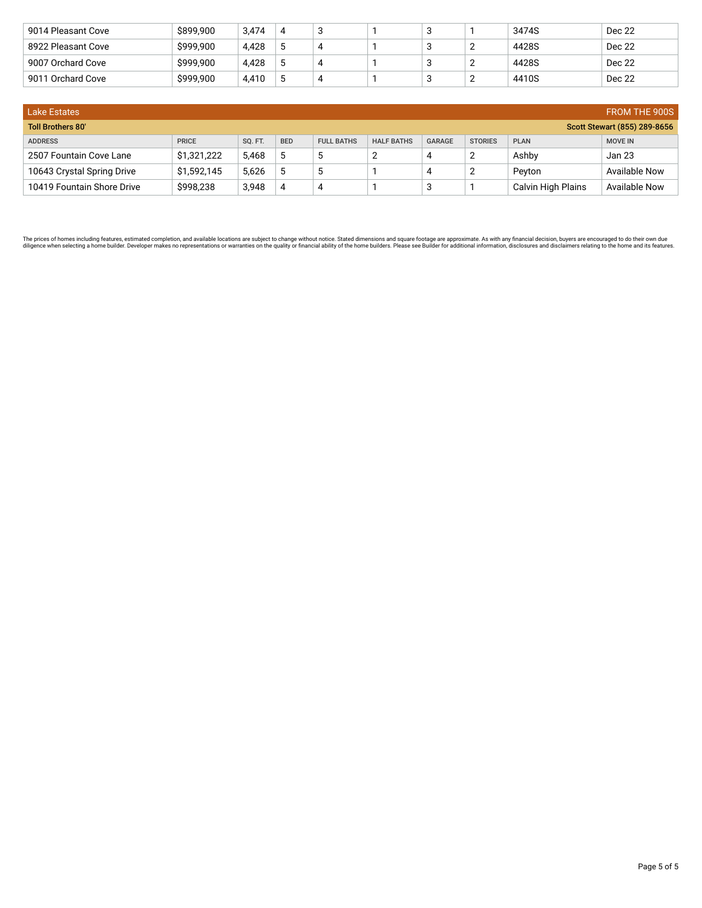| | | | | | | | | | |
|---|---|---|---|---|---|---|---|---|---|
| 9014 Pleasant Cove | $899,900 | 3,474 | 4 | 3 | 1 | 3 | 1 | 3474S | Dec 22 |
| 8922 Pleasant Cove | $999,900 | 4,428 | 5 | 4 | 1 | 3 | 2 | 4428S | Dec 22 |
| 9007 Orchard Cove | $999,900 | 4,428 | 5 | 4 | 1 | 3 | 2 | 4428S | Dec 22 |
| 9011 Orchard Cove | $999,900 | 4,410 | 5 | 4 | 1 | 3 | 2 | 4410S | Dec 22 |

## Lake Estates — FROM THE 900S

**Toll Brothers 80'** — **Scott Stewart (855) 289-8656**

| ADDRESS | PRICE | SQ. FT. | BED | FULL BATHS | HALF BATHS | GARAGE | STORIES | PLAN | MOVE IN |
|---|---|---|---|---|---|---|---|---|---|
| 2507 Fountain Cove Lane | $1,321,222 | 5,468 | 5 | 5 | 2 | 4 | 2 | Ashby | Jan 23 |
| 10643 Crystal Spring Drive | $1,592,145 | 5,626 | 5 | 5 | 1 | 4 | 2 | Peyton | Available Now |
| 10419 Fountain Shore Drive | $998,238 | 3,948 | 4 | 4 | 1 | 3 | 1 | Calvin High Plains | Available Now |

The prices of homes including features, estimated completion, and available locations are subject to change without notice. Stated dimensions and square footage are approximate. As with any financial decision, buyers are encouraged to do their own due diligence when selecting a home builder. Developer makes no representations or warranties on the quality or financial ability of the home builders. Please see Builder for additional information, disclosures and disclaimers relating to the home and its features.